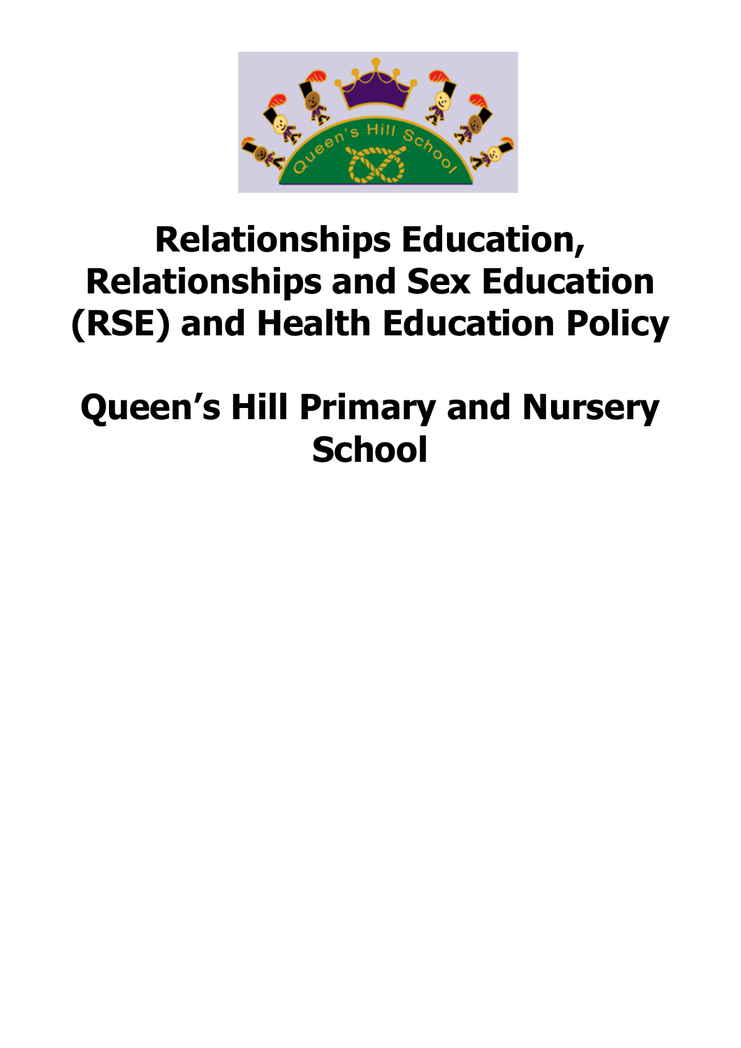# Relationships Education, Relationships and Sex Education (RSE) and Health Education Policy

# Queen’s Hill Primary and Nursery School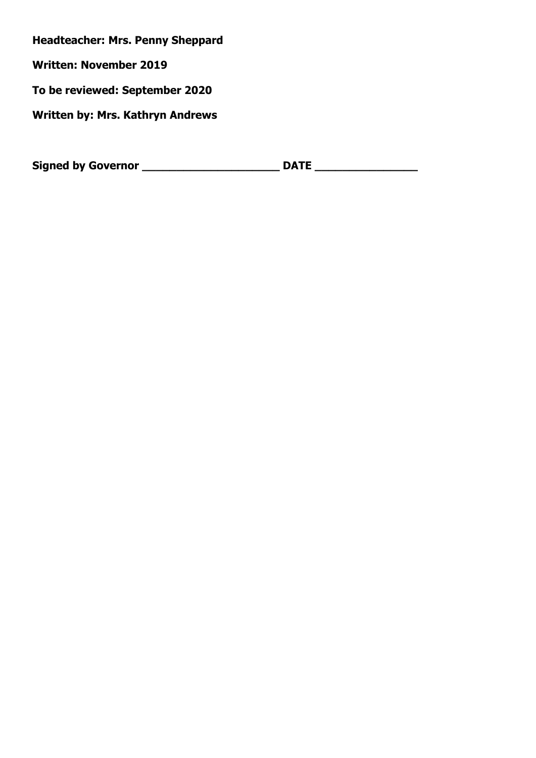**Headteacher: Mrs. Penny Sheppard**

**Written: November 2019**

**To be reviewed: September 2020**

**Written by: Mrs. Kathryn Andrews**

**Signed by Governor ____________________ DATE _______________**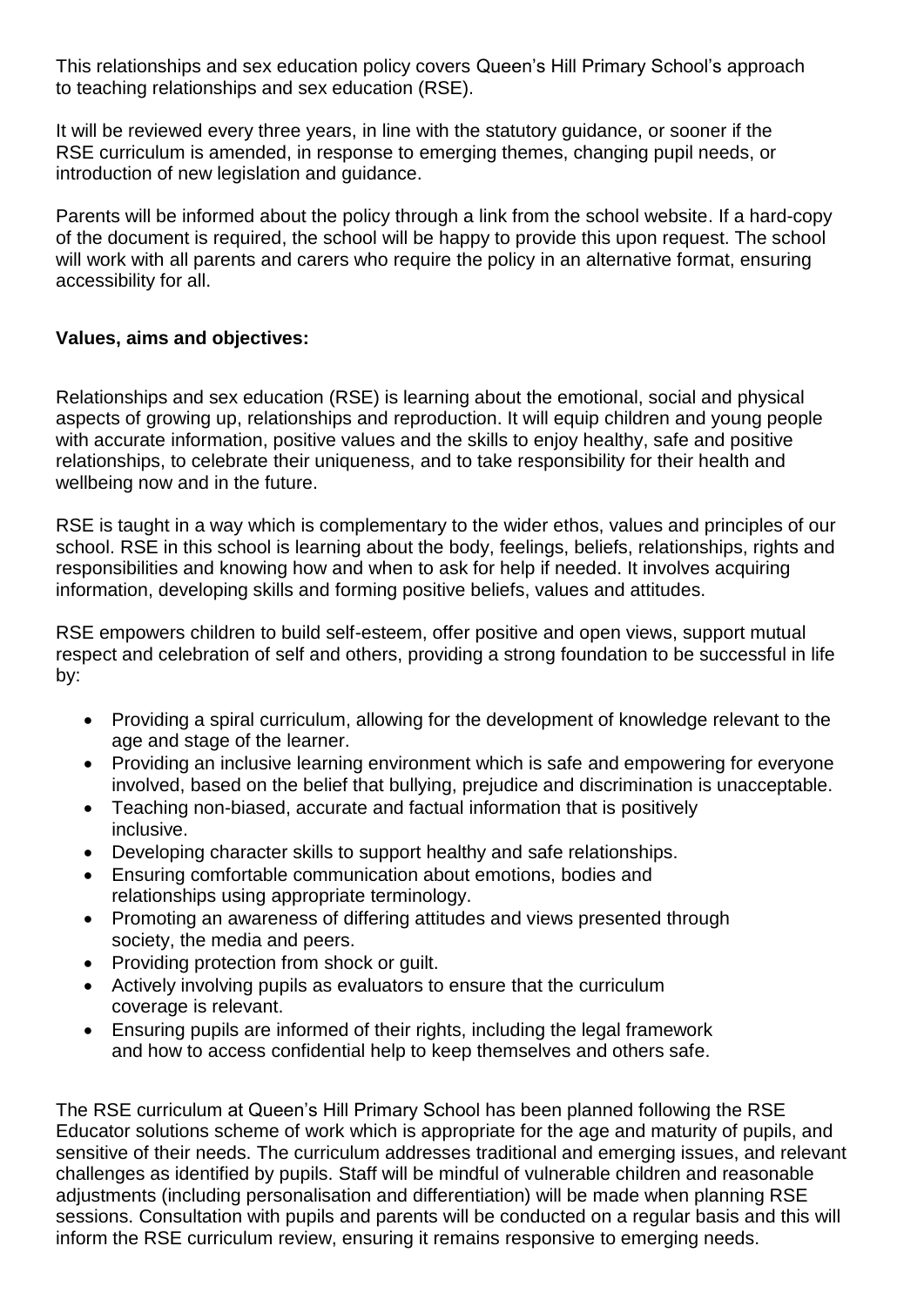This relationships and sex education policy covers Queen's Hill Primary School's approach to teaching relationships and sex education (RSE).

It will be reviewed every three years, in line with the statutory guidance, or sooner if the RSE curriculum is amended, in response to emerging themes, changing pupil needs, or introduction of new legislation and guidance.

Parents will be informed about the policy through a link from the school website. If a hard-copy of the document is required, the school will be happy to provide this upon request. The school will work with all parents and carers who require the policy in an alternative format, ensuring accessibility for all.

**Values, aims and objectives:**

Relationships and sex education (RSE) is learning about the emotional, social and physical aspects of growing up, relationships and reproduction. It will equip children and young people with accurate information, positive values and the skills to enjoy healthy, safe and positive relationships, to celebrate their uniqueness, and to take responsibility for their health and wellbeing now and in the future.

RSE is taught in a way which is complementary to the wider ethos, values and principles of our school. RSE in this school is learning about the body, feelings, beliefs, relationships, rights and responsibilities and knowing how and when to ask for help if needed. It involves acquiring information, developing skills and forming positive beliefs, values and attitudes.

RSE empowers children to build self-esteem, offer positive and open views, support mutual respect and celebration of self and others, providing a strong foundation to be successful in life by:

- Providing a spiral curriculum, allowing for the development of knowledge relevant to the age and stage of the learner.
- Providing an inclusive learning environment which is safe and empowering for everyone involved, based on the belief that bullying, prejudice and discrimination is unacceptable.
- Teaching non-biased, accurate and factual information that is positively inclusive.
- Developing character skills to support healthy and safe relationships.
- Ensuring comfortable communication about emotions, bodies and relationships using appropriate terminology.
- Promoting an awareness of differing attitudes and views presented through society, the media and peers.
- Providing protection from shock or guilt.
- Actively involving pupils as evaluators to ensure that the curriculum coverage is relevant.
- Ensuring pupils are informed of their rights, including the legal framework and how to access confidential help to keep themselves and others safe.

The RSE curriculum at Queen's Hill Primary School has been planned following the RSE Educator solutions scheme of work which is appropriate for the age and maturity of pupils, and sensitive of their needs. The curriculum addresses traditional and emerging issues, and relevant challenges as identified by pupils. Staff will be mindful of vulnerable children and reasonable adjustments (including personalisation and differentiation) will be made when planning RSE sessions. Consultation with pupils and parents will be conducted on a regular basis and this will inform the RSE curriculum review, ensuring it remains responsive to emerging needs.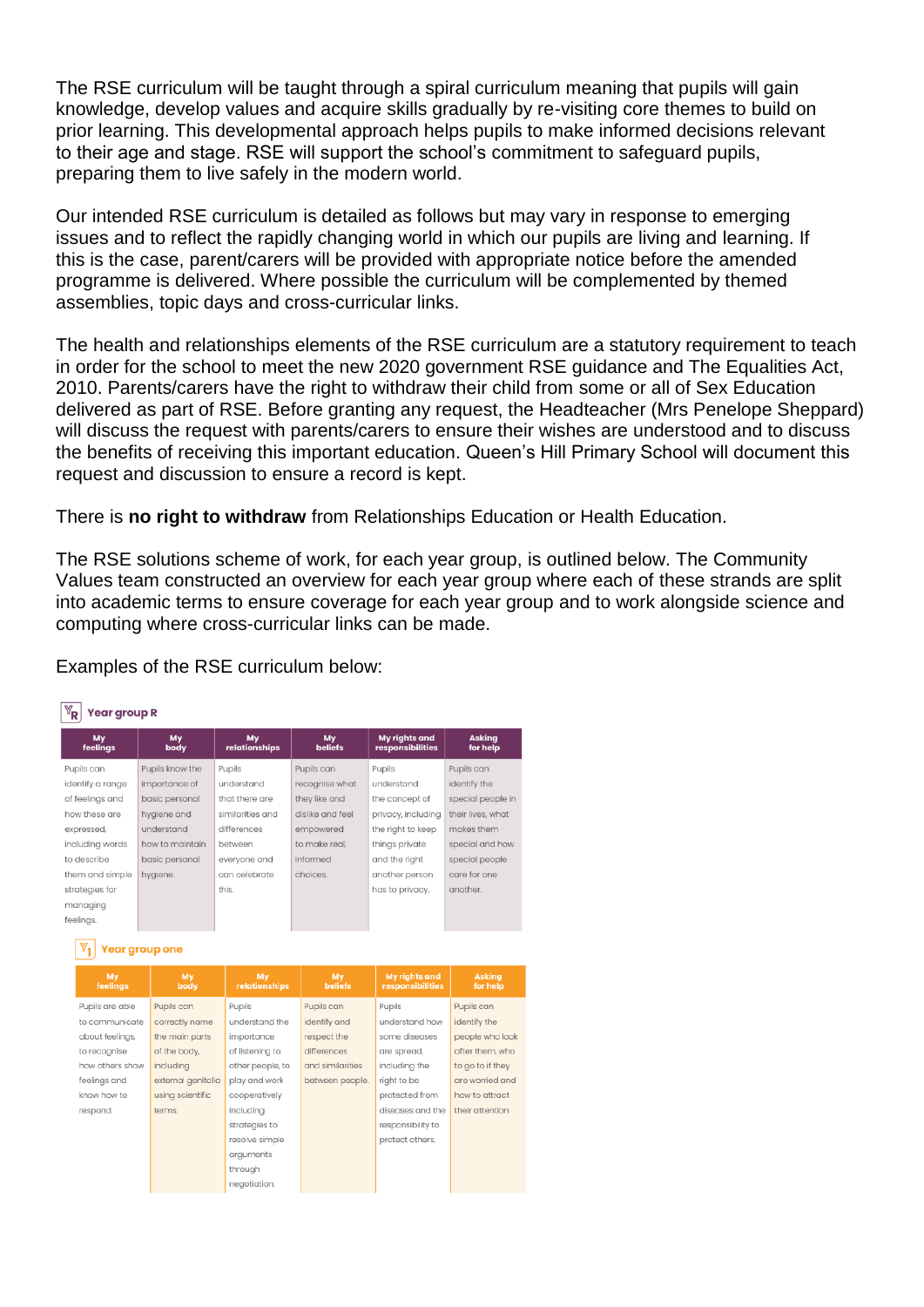The RSE curriculum will be taught through a spiral curriculum meaning that pupils will gain knowledge, develop values and acquire skills gradually by re-visiting core themes to build on prior learning. This developmental approach helps pupils to make informed decisions relevant to their age and stage. RSE will support the school's commitment to safeguard pupils, preparing them to live safely in the modern world.

Our intended RSE curriculum is detailed as follows but may vary in response to emerging issues and to reflect the rapidly changing world in which our pupils are living and learning. If this is the case, parent/carers will be provided with appropriate notice before the amended programme is delivered. Where possible the curriculum will be complemented by themed assemblies, topic days and cross-curricular links.

The health and relationships elements of the RSE curriculum are a statutory requirement to teach in order for the school to meet the new 2020 government RSE guidance and The Equalities Act, 2010. Parents/carers have the right to withdraw their child from some or all of Sex Education delivered as part of RSE. Before granting any request, the Headteacher (Mrs Penelope Sheppard) will discuss the request with parents/carers to ensure their wishes are understood and to discuss the benefits of receiving this important education. Queen's Hill Primary School will document this request and discussion to ensure a record is kept.

There is **no right to withdraw** from Relationships Education or Health Education.

The RSE solutions scheme of work, for each year group, is outlined below. The Community Values team constructed an overview for each year group where each of these strands are split into academic terms to ensure coverage for each year group and to work alongside science and computing where cross-curricular links can be made.

Examples of the RSE curriculum below:

**Year group R**

| My feelings | My body | My relationships | My beliefs | My rights and responsibilities | Asking for help |
|---|---|---|---|---|---|
| Pupils can identify a range of feelings and how these are expressed, including words to describe them and simple strategies for managing feelings. | Pupils know the importance of basic personal hygiene and understand how to maintain basic personal hygiene. | Pupils understand that there are similarities and differences between everyone and can celebrate this. | Pupils can recognise what they like and dislike and feel empowered to make real, informed choices. | Pupils understand the concept of privacy, including the right to keep things private and the right another person has to privacy. | Pupils can identify the special people in their lives, what makes them special and how special people care for one another. |

**Year group one**

| My feelings | My body | My relationships | My beliefs | My rights and responsibilities | Asking for help |
|---|---|---|---|---|---|
| Pupils are able to communicate about feelings, to recognise how others show feelings and know how to respond. | Pupils can correctly name the main parts of the body, including external genitalia using scientific terms. | Pupils understand the importance of listening to other people, to play and work cooperatively including strategies to resolve simple arguments through negotiation. | Pupils can identify and respect the differences and similarities between people. | Pupils understand how some diseases are spread, including the right to be protected from diseases and the responsibility to protect others. | Pupils can identify the people who look after them, who to go to if they are worried and how to attract their attention. |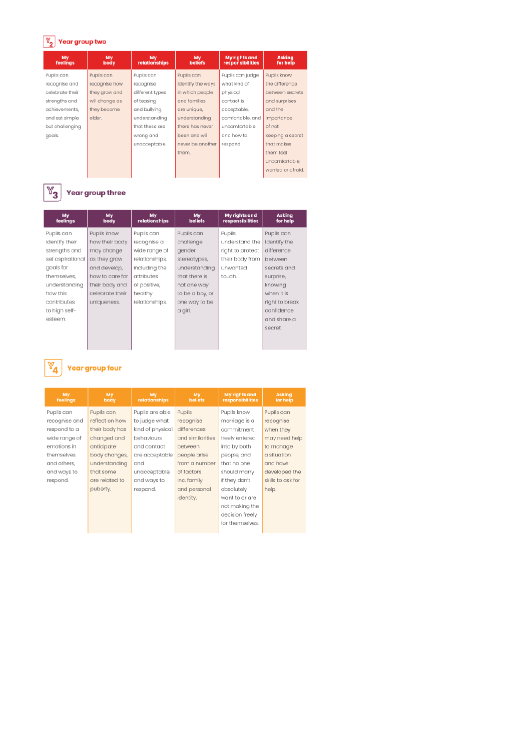## Year group two

| My feelings | My body | My relationships | My beliefs | My rights and responsibilities | Asking for help |
|---|---|---|---|---|---|
| Pupils can recognise and celebrate their strengths and achievements, and set simple but challenging goals. | Pupils can recognise how they grow and will change as they become older. | Pupils can recognise different types of teasing and bullying, understanding that these are wrong and unacceptable. | Pupils can identify the ways in which people and families are unique, understanding there has never been and will never be another them. | Pupils can judge what kind of physical contact is acceptable, comfortable, and uncomfortable and how to respond. | Pupils know the difference between secrets and surprises and the importance of not keeping a secret that makes them feel uncomfortable, worried or afraid. |

## Year group three

| My feelings | My body | My relationships | My beliefs | My rights and responsibilities | Asking for help |
|---|---|---|---|---|---|
| Pupils can identify their strengths and set aspirational goals for themselves, understanding how this contributes to high self-esteem. | Pupils know how their body may change as they grow and develop, how to care for their body and celebrate their uniqueness. | Pupils can recognise a wide range of relationships, including the attributes of positive, healthy relationships. | Pupils can challenge gender stereotypes, understanding that there is not one way to be a boy, or one way to be a girl. | Pupils understand the right to protect their body from unwanted touch. | Pupils can identify the difference between secrets and surprise, knowing when it is right to break confidence and share a secret. |

## Year group four

| My feelings | My body | My relationships | My beliefs | My rights and responsibilities | Asking for help |
|---|---|---|---|---|---|
| Pupils can recognise and respond to a wide range of emotions in themselves and others, and ways to respond. | Pupils can reflect on how their body has changed and anticipate body changes, understanding that some are related to puberty. | Pupils are able to judge what kind of physical behaviours and contact are acceptable and unacceptable, and ways to respond. | Pupils recognise differences and similarities between people arise from a number of factors inc. family and personal identity. | Pupils know marriage is a commitment freely entered into by both people, and that no one should marry if they don't absolutely want to or are not making the decision freely for themselves. | Pupils can recognise when they may need help to manage a situation and have developed the skills to ask for help. |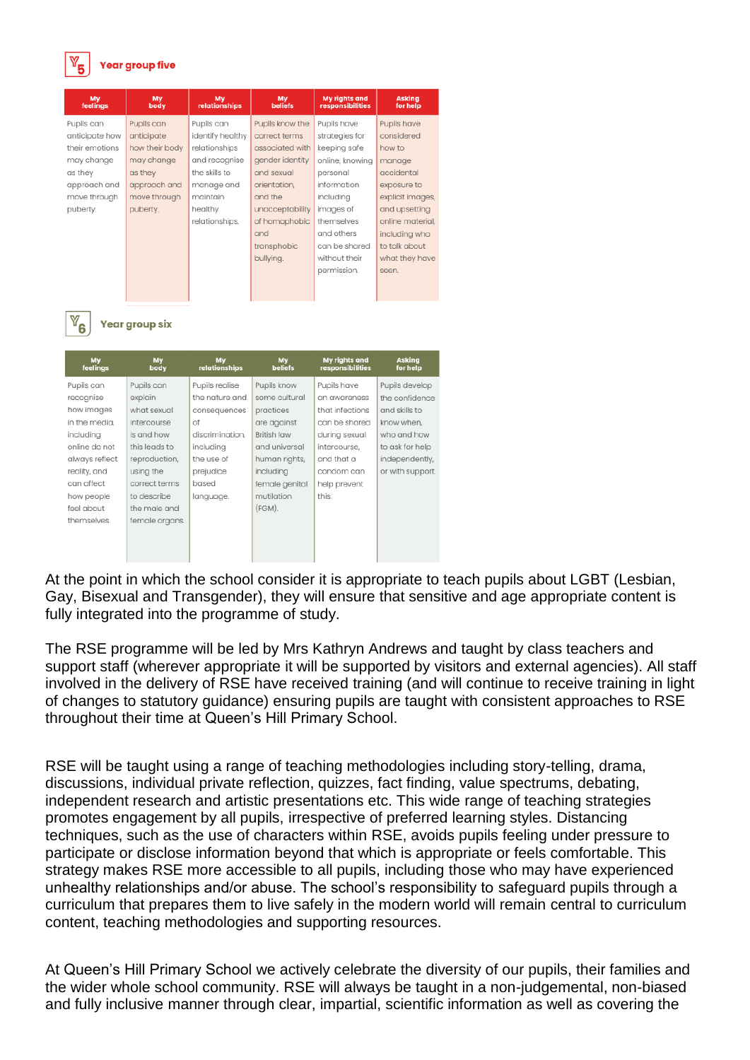## Year group five

| My feelings | My body | My relationships | My beliefs | My rights and responsibilities | Asking for help |
|---|---|---|---|---|---|
| Pupils can anticipate how their emotions may change as they approach and move through puberty. | Pupils can anticipate how their body may change as they approach and move through puberty. | Pupils can identify healthy relationships and recognise the skills to manage and maintain healthy relationships. | Pupils know the correct terms associated with gender identity and sexual orientation, and the unacceptability of homophobic and transphobic bullying. | Pupils have strategies for keeping safe online; knowing personal information including images of themselves and others can be shared without their permission. | Pupils have considered how to manage accidental exposure to explicit images, and upsetting online material, including who to talk about what they have seen. |

## Year group six

| My feelings | My body | My relationships | My beliefs | My rights and responsibilities | Asking for help |
|---|---|---|---|---|---|
| Pupils can recognise how images in the media, including online do not always reflect reality, and can affect how people feel about themselves. | Pupils can explain what sexual intercourse is and how this leads to reproduction, using the correct terms to describe the male and female organs. | Pupils realise the nature and consequences of discrimination, including the use of prejudice based language. | Pupils know some cultural practices are against British law and universal human rights, including female genital mutilation (FGM). | Pupils have an awareness that infections can be shared during sexual intercourse, and that a condom can help prevent this. | Pupils develop the confidence and skills to know when, who and how to ask for help independently, or with support. |

At the point in which the school consider it is appropriate to teach pupils about LGBT (Lesbian, Gay, Bisexual and Transgender), they will ensure that sensitive and age appropriate content is fully integrated into the programme of study.

The RSE programme will be led by Mrs Kathryn Andrews and taught by class teachers and support staff (wherever appropriate it will be supported by visitors and external agencies). All staff involved in the delivery of RSE have received training (and will continue to receive training in light of changes to statutory guidance) ensuring pupils are taught with consistent approaches to RSE throughout their time at Queen's Hill Primary School.

RSE will be taught using a range of teaching methodologies including story-telling, drama, discussions, individual private reflection, quizzes, fact finding, value spectrums, debating, independent research and artistic presentations etc. This wide range of teaching strategies promotes engagement by all pupils, irrespective of preferred learning styles. Distancing techniques, such as the use of characters within RSE, avoids pupils feeling under pressure to participate or disclose information beyond that which is appropriate or feels comfortable. This strategy makes RSE more accessible to all pupils, including those who may have experienced unhealthy relationships and/or abuse. The school's responsibility to safeguard pupils through a curriculum that prepares them to live safely in the modern world will remain central to curriculum content, teaching methodologies and supporting resources.

At Queen's Hill Primary School we actively celebrate the diversity of our pupils, their families and the wider whole school community. RSE will always be taught in a non-judgemental, non-biased and fully inclusive manner through clear, impartial, scientific information as well as covering the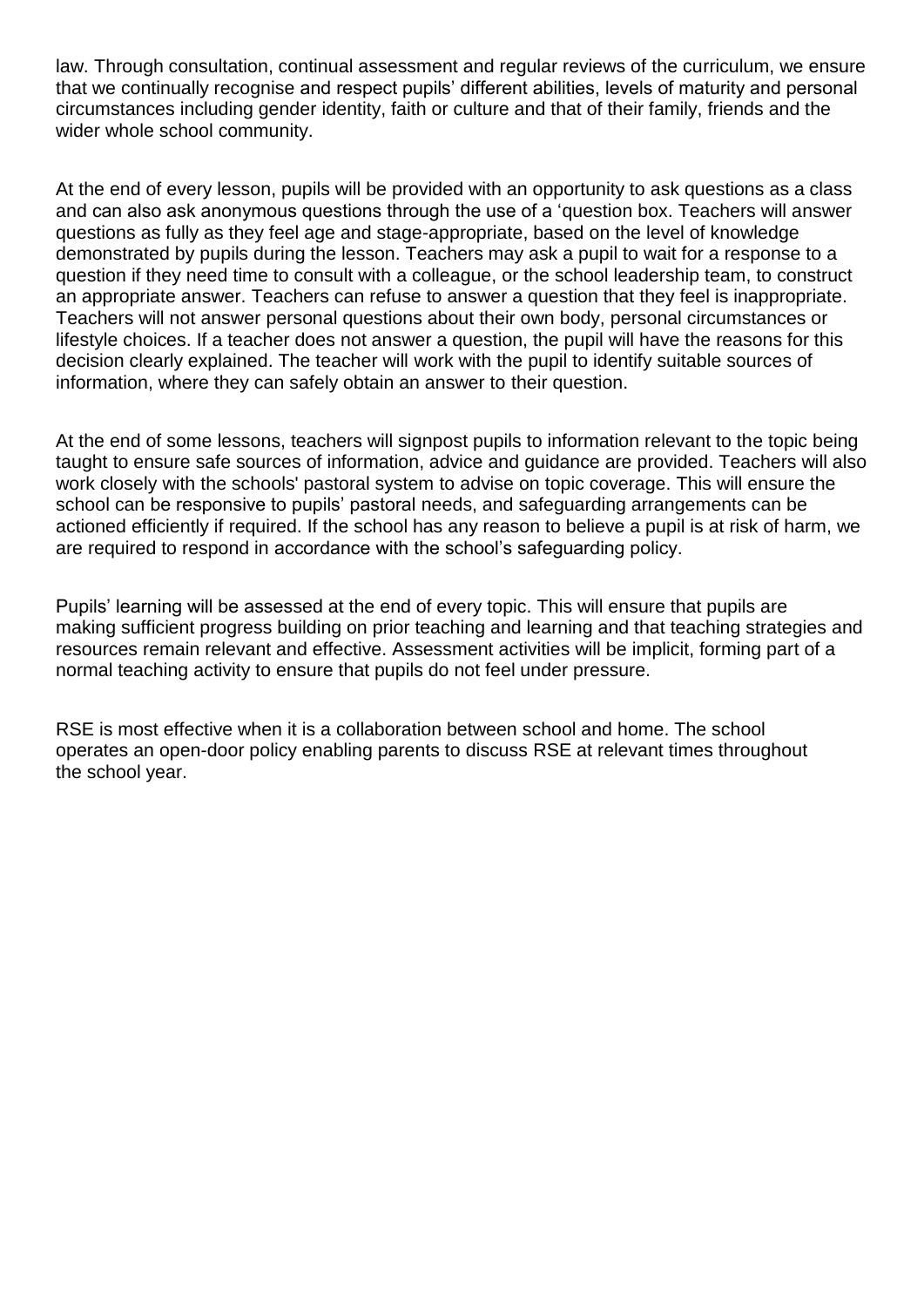law. Through consultation, continual assessment and regular reviews of the curriculum, we ensure that we continually recognise and respect pupils' different abilities, levels of maturity and personal circumstances including gender identity, faith or culture and that of their family, friends and the wider whole school community.

At the end of every lesson, pupils will be provided with an opportunity to ask questions as a class and can also ask anonymous questions through the use of a 'question box. Teachers will answer questions as fully as they feel age and stage-appropriate, based on the level of knowledge demonstrated by pupils during the lesson. Teachers may ask a pupil to wait for a response to a question if they need time to consult with a colleague, or the school leadership team, to construct an appropriate answer. Teachers can refuse to answer a question that they feel is inappropriate. Teachers will not answer personal questions about their own body, personal circumstances or lifestyle choices. If a teacher does not answer a question, the pupil will have the reasons for this decision clearly explained. The teacher will work with the pupil to identify suitable sources of information, where they can safely obtain an answer to their question.

At the end of some lessons, teachers will signpost pupils to information relevant to the topic being taught to ensure safe sources of information, advice and guidance are provided. Teachers will also work closely with the schools' pastoral system to advise on topic coverage. This will ensure the school can be responsive to pupils' pastoral needs, and safeguarding arrangements can be actioned efficiently if required. If the school has any reason to believe a pupil is at risk of harm, we are required to respond in accordance with the school's safeguarding policy.

Pupils' learning will be assessed at the end of every topic. This will ensure that pupils are making sufficient progress building on prior teaching and learning and that teaching strategies and resources remain relevant and effective. Assessment activities will be implicit, forming part of a normal teaching activity to ensure that pupils do not feel under pressure.

RSE is most effective when it is a collaboration between school and home. The school operates an open-door policy enabling parents to discuss RSE at relevant times throughout the school year.